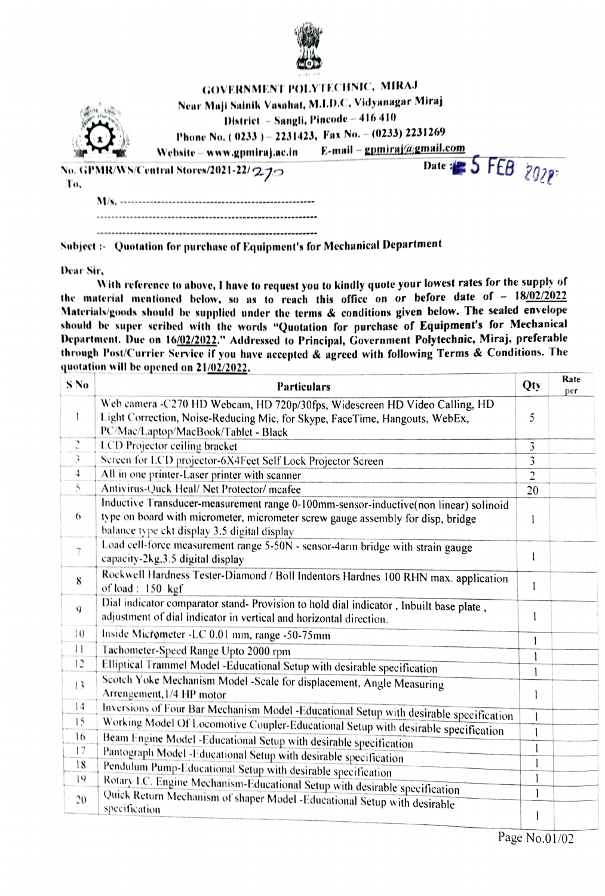# GOVERNMENT POLYTECHNIC, MIRAJ

Near Maji Sainik Vasahat, M.I.D.C, Vidyanagar Miraj
District – Sangli, Pincode – 416 410
Phone No. ( 0233 ) – 2231423, Fax No. – (0233) 2231269
Website – www.gpmiraj.ac.in E-mail – gpmiraj@gmail.com

No. GPMR/WS/Central Stores/2021-22/270 Date : 5 FEB 2022

To,

M/s. ----------------------------------------------------
----------------------------------------------------------
----------------------------------------------------------

**Subject :- Quotation for purchase of Equipment's for Mechanical Department**

Dear Sir,

With reference to above, I have to request you to kindly quote your lowest rates for the supply of the material mentioned below, so as to reach this office on or before date of – 18/02/2022 Materials/goods should be supplied under the terms & conditions given below. The sealed envelope should be super scribed with the words "Quotation for purchase of Equipment's for Mechanical Department. Due on 16/02/2022." Addressed to Principal, Government Polytechnic, Miraj, preferable through Post/Currier Service if you have accepted & agreed with following Terms & Conditions. The quotation will be opened on 21/02/2022.

| S No | Particulars | Qty | Rate per |
|---|---|---|---|
| 1 | Web camera -C270 HD Webcam, HD 720p/30fps, Widescreen HD Video Calling, HD Light Correction, Noise-Reducing Mic, for Skype, FaceTime, Hangouts, WebEx, PC/Mac/Laptop/MacBook/Tablet - Black | 5 | |
| 2 | LCD Projector ceiling bracket | 3 | |
| 3 | Screen for LCD projector-6X4Feet Self Lock Projector Screen | 3 | |
| 4 | All in one printer-Laser printer with scanner | 2 | |
| 5 | Antivirus-Quck Heal/ Net Protector/ mcafee | 20 | |
| 6 | Inductive Transducer-measurement range 0-100mm-sensor-inductive(non linear) solinoid type on board with micrometer, micrometer screw gauge assembly for disp, bridge balance type ckt display 3.5 digital display | 1 | |
| 7 | Load cell-force measurement range 5-50N - sensor-4arm bridge with strain gauge capacity-2kg,3.5 digital display | 1 | |
| 8 | Rockwell Hardness Tester-Diamond / Boll Indentors Hardnes 100 RHN max. application of load : 150 kgf | 1 | |
| 9 | Dial indicator comparator stand- Provision to hold dial indicator , Inbuilt base plate , adjustment of dial indicator in vertical and horizontal direction. | 1 | |
| 10 | Inside Micrometer -LC 0.01 mm, range -50-75mm | 1 | |
| 11 | Tachometer-Speed Range Upto 2000 rpm | 1 | |
| 12 | Elliptical Trammel Model -Educational Setup with desirable specification | 1 | |
| 13 | Scotch Yoke Mechanism Model -Scale for displacement, Angle Measuring Arrengement,1/4 HP motor | 1 | |
| 14 | Inversions of Four Bar Mechanism Model -Educational Setup with desirable specification | 1 | |
| 15 | Working Model Of Locomotive Coupler-Educational Setup with desirable specification | 1 | |
| 16 | Beam Engine Model -Educational Setup with desirable specification | 1 | |
| 17 | Pantograph Model -Educational Setup with desirable specification | 1 | |
| 18 | Pendulum Pump-Educational Setup with desirable specification | 1 | |
| 19 | Rotary I.C. Engine Mechanism-Educational Setup with desirable specification | 1 | |
| 20 | Quick Return Mechanism of shaper Model -Educational Setup with desirable specification | 1 | |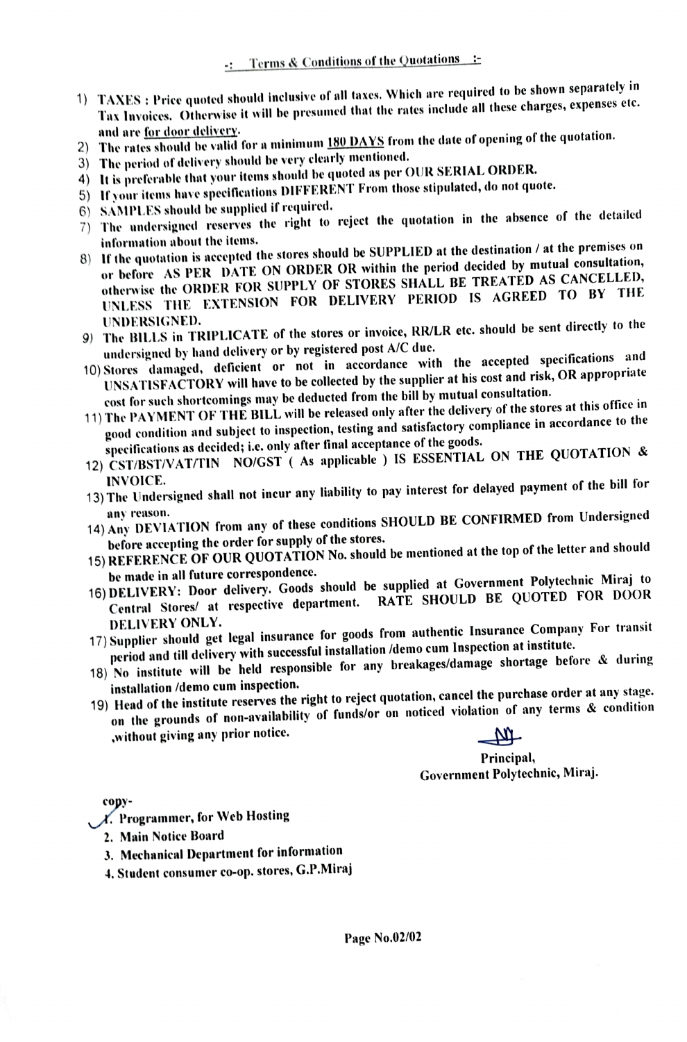## -: Terms & Conditions of the Quotations :-

1) TAXES : Price quoted should inclusive of all taxes. Which are required to be shown separately in Tax Invoices. Otherwise it will be presumed that the rates include all these charges, expenses etc. and are for door delivery.
2) The rates should be valid for a minimum **180 DAYS** from the date of opening of the quotation.
3) The period of delivery should be very clearly mentioned.
4) It is preferable that your items should be quoted as per OUR SERIAL ORDER.
5) If your items have specifications DIFFERENT From those stipulated, do not quote.
6) SAMPLES should be supplied if required.
7) The undersigned reserves the right to reject the quotation in the absence of the detailed information about the items.
8) If the quotation is accepted the stores should be SUPPLIED at the destination / at the premises on or before AS PER DATE ON ORDER OR within the period decided by mutual consultation, otherwise the ORDER FOR SUPPLY OF STORES SHALL BE TREATED AS CANCELLED, UNLESS THE EXTENSION FOR DELIVERY PERIOD IS AGREED TO BY THE UNDERSIGNED.
9) The BILLS in TRIPLICATE of the stores or invoice, RR/LR etc. should be sent directly to the undersigned by hand delivery or by registered post A/C due.
10) Stores damaged, deficient or not in accordance with the accepted specifications and UNSATISFACTORY will have to be collected by the supplier at his cost and risk, OR appropriate cost for such shortcomings may be deducted from the bill by mutual consultation.
11) The PAYMENT OF THE BILL will be released only after the delivery of the stores at this office in good condition and subject to inspection, testing and satisfactory compliance in accordance to the specifications as decided; i.e. only after final acceptance of the goods.
12) CST/BST/VAT/TIN NO/GST ( As applicable ) IS ESSENTIAL ON THE QUOTATION & INVOICE.
13) The Undersigned shall not incur any liability to pay interest for delayed payment of the bill for any reason.
14) Any DEVIATION from any of these conditions SHOULD BE CONFIRMED from Undersigned before accepting the order for supply of the stores.
15) REFERENCE OF OUR QUOTATION No. should be mentioned at the top of the letter and should be made in all future correspondence.
16) DELIVERY: Door delivery. Goods should be supplied at Government Polytechnic Miraj to Central Stores/ at respective department. RATE SHOULD BE QUOTED FOR DOOR DELIVERY ONLY.
17) Supplier should get legal insurance for goods from authentic Insurance Company For transit period and till delivery with successful installation /demo cum Inspection at institute.
18) No institute will be held responsible for any breakages/damage shortage before & during installation /demo cum inspection.
19) Head of the institute reserves the right to reject quotation, cancel the purchase order at any stage. on the grounds of non-availability of funds/or on noticed violation of any terms & condition ,without giving any prior notice.

Principal,
Government Polytechnic, Miraj.

copy-

1. Programmer, for Web Hosting
2. Main Notice Board
3. Mechanical Department for information
4. Student consumer co-op. stores, G.P.Miraj